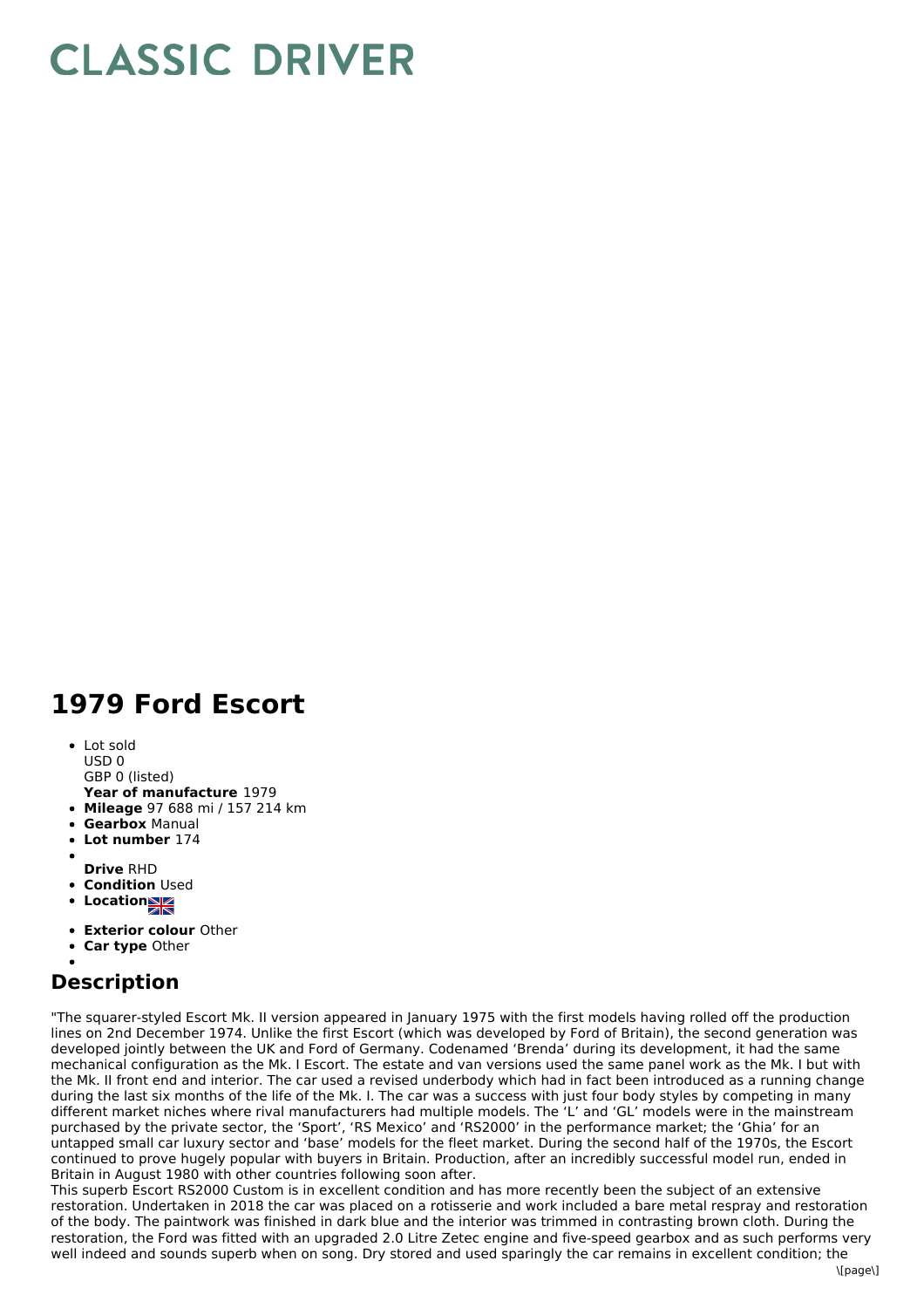# CLASSIC DRIVER

# 1979 Ford Escort

- Lot sold
  USD 0
  GBP 0 (listed)
  **Year of manufacture** 1979
- **Mileage** 97 688 mi / 157 214 km
- **Gearbox** Manual
- **Lot number** 174
- **Drive** RHD
- **Condition** Used
- **Location**
- **Exterior colour** Other
- **Car type** Other

## Description

"The squarer-styled Escort Mk. II version appeared in January 1975 with the first models having rolled off the production lines on 2nd December 1974. Unlike the first Escort (which was developed by Ford of Britain), the second generation was developed jointly between the UK and Ford of Germany. Codenamed 'Brenda' during its development, it had the same mechanical configuration as the Mk. I Escort. The estate and van versions used the same panel work as the Mk. I but with the Mk. II front end and interior. The car used a revised underbody which had in fact been introduced as a running change during the last six months of the life of the Mk. I. The car was a success with just four body styles by competing in many different market niches where rival manufacturers had multiple models. The 'L' and 'GL' models were in the mainstream purchased by the private sector, the 'Sport', 'RS Mexico' and 'RS2000' in the performance market; the 'Ghia' for an untapped small car luxury sector and 'base' models for the fleet market. During the second half of the 1970s, the Escort continued to prove hugely popular with buyers in Britain. Production, after an incredibly successful model run, ended in Britain in August 1980 with other countries following soon after.
This superb Escort RS2000 Custom is in excellent condition and has more recently been the subject of an extensive restoration. Undertaken in 2018 the car was placed on a rotisserie and work included a bare metal respray and restoration of the body. The paintwork was finished in dark blue and the interior was trimmed in contrasting brown cloth. During the restoration, the Ford was fitted with an upgraded 2.0 Litre Zetec engine and five-speed gearbox and as such performs very well indeed and sounds superb when on song. Dry stored and used sparingly the car remains in excellent condition; the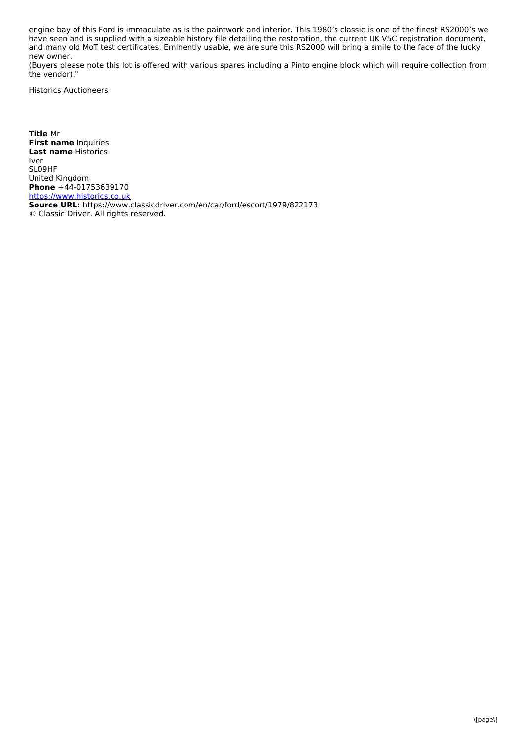engine bay of this Ford is immaculate as is the paintwork and interior. This 1980's classic is one of the finest RS2000's we have seen and is supplied with a sizeable history file detailing the restoration, the current UK V5C registration document, and many old MoT test certificates. Eminently usable, we are sure this RS2000 will bring a smile to the face of the lucky new owner.
(Buyers please note this lot is offered with various spares including a Pinto engine block which will require collection from the vendor)."

Historics Auctioneers

**Title** Mr
**First name** Inquiries
**Last name** Historics
Iver
SL09HF
United Kingdom
**Phone** +44-01753639170
[https://www.historics.co.uk](https://www.historics.co.uk)
**Source URL:** https://www.classicdriver.com/en/car/ford/escort/1979/822173
© Classic Driver. All rights reserved.